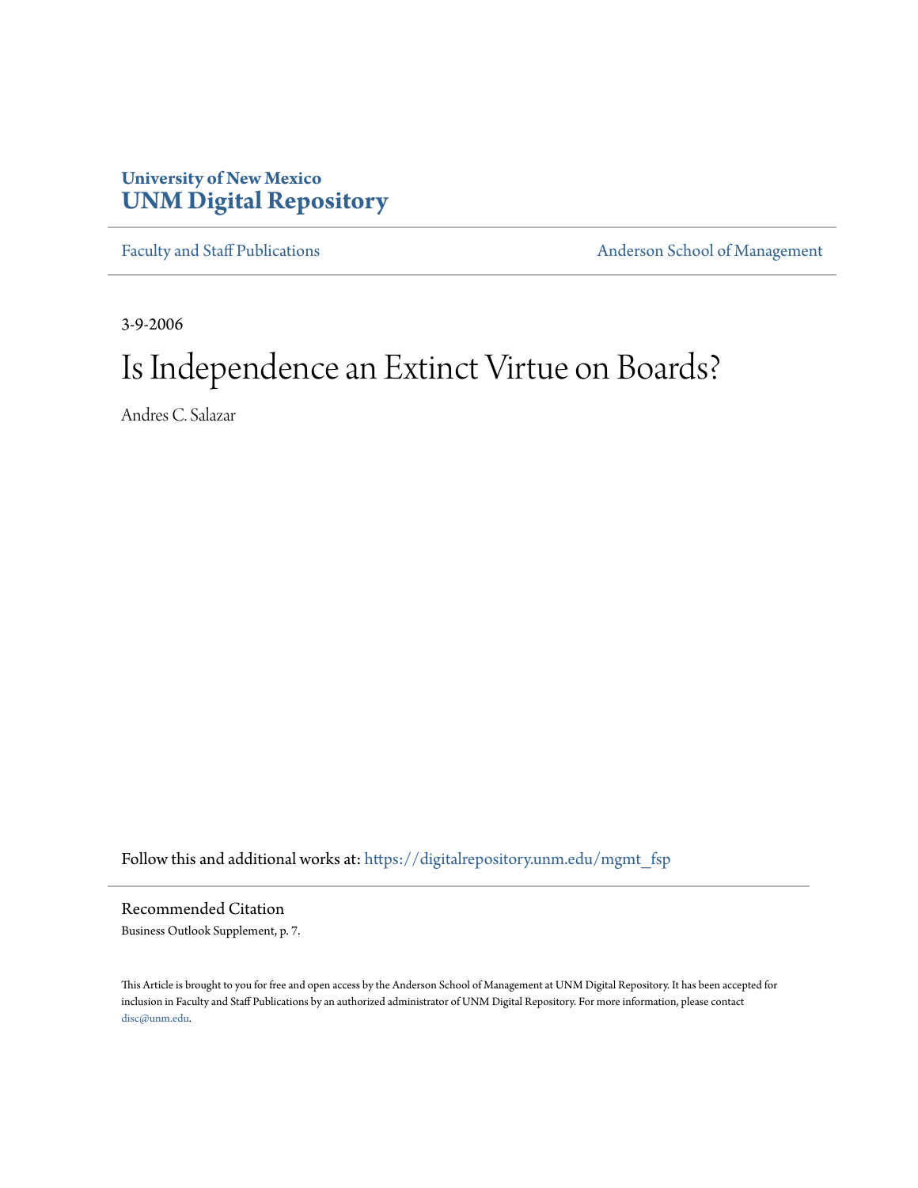University of New Mexico
**UNM Digital Repository**

Faculty and Staff Publications | Anderson School of Management

3-9-2006

# Is Independence an Extinct Virtue on Boards?

Andres C. Salazar

Follow this and additional works at: https://digitalrepository.unm.edu/mgmt_fsp

## Recommended Citation

Business Outlook Supplement, p. 7.

This Article is brought to you for free and open access by the Anderson School of Management at UNM Digital Repository. It has been accepted for inclusion in Faculty and Staff Publications by an authorized administrator of UNM Digital Repository. For more information, please contact disc@unm.edu.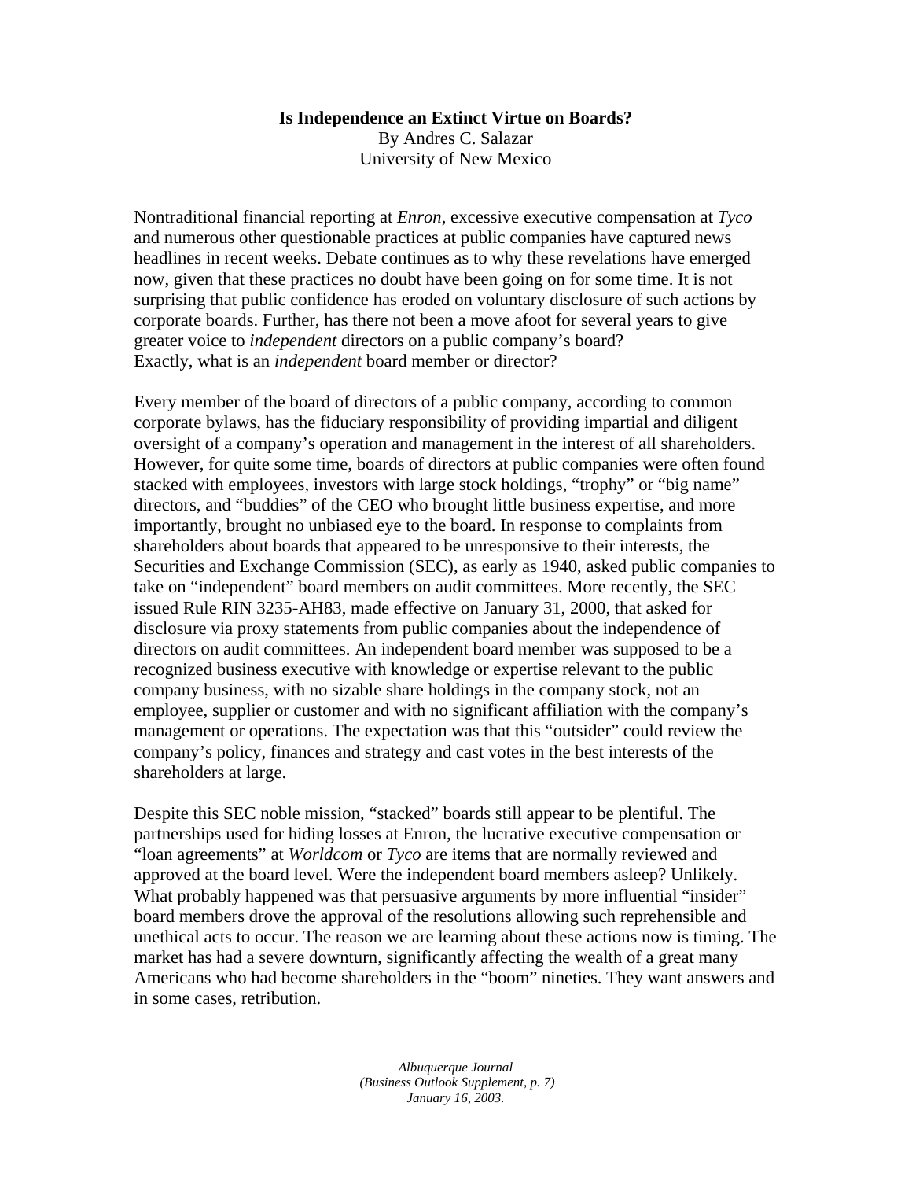**Is Independence an Extinct Virtue on Boards?**

By Andres C. Salazar
University of New Mexico

Nontraditional financial reporting at *Enron*, excessive executive compensation at *Tyco* and numerous other questionable practices at public companies have captured news headlines in recent weeks. Debate continues as to why these revelations have emerged now, given that these practices no doubt have been going on for some time. It is not surprising that public confidence has eroded on voluntary disclosure of such actions by corporate boards. Further, has there not been a move afoot for several years to give greater voice to *independent* directors on a public company's board?
Exactly, what is an *independent* board member or director?

Every member of the board of directors of a public company, according to common corporate bylaws, has the fiduciary responsibility of providing impartial and diligent oversight of a company's operation and management in the interest of all shareholders. However, for quite some time, boards of directors at public companies were often found stacked with employees, investors with large stock holdings, "trophy" or "big name" directors, and "buddies" of the CEO who brought little business expertise, and more importantly, brought no unbiased eye to the board. In response to complaints from shareholders about boards that appeared to be unresponsive to their interests, the Securities and Exchange Commission (SEC), as early as 1940, asked public companies to take on "independent" board members on audit committees. More recently, the SEC issued Rule RIN 3235-AH83, made effective on January 31, 2000, that asked for disclosure via proxy statements from public companies about the independence of directors on audit committees. An independent board member was supposed to be a recognized business executive with knowledge or expertise relevant to the public company business, with no sizable share holdings in the company stock, not an employee, supplier or customer and with no significant affiliation with the company's management or operations. The expectation was that this "outsider" could review the company's policy, finances and strategy and cast votes in the best interests of the shareholders at large.

Despite this SEC noble mission, "stacked" boards still appear to be plentiful. The partnerships used for hiding losses at Enron, the lucrative executive compensation or "loan agreements" at *Worldcom* or *Tyco* are items that are normally reviewed and approved at the board level. Were the independent board members asleep? Unlikely. What probably happened was that persuasive arguments by more influential "insider" board members drove the approval of the resolutions allowing such reprehensible and unethical acts to occur. The reason we are learning about these actions now is timing. The market has had a severe downturn, significantly affecting the wealth of a great many Americans who had become shareholders in the "boom" nineties. They want answers and in some cases, retribution.

*Albuquerque Journal*
*(Business Outlook Supplement, p. 7)*
*January 16, 2003.*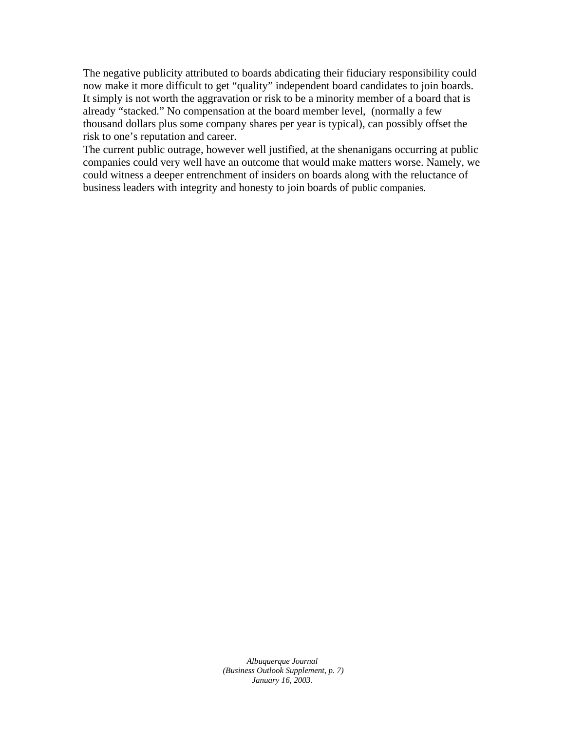The negative publicity attributed to boards abdicating their fiduciary responsibility could now make it more difficult to get "quality" independent board candidates to join boards. It simply is not worth the aggravation or risk to be a minority member of a board that is already "stacked." No compensation at the board member level, (normally a few thousand dollars plus some company shares per year is typical), can possibly offset the risk to one's reputation and career.

The current public outrage, however well justified, at the shenanigans occurring at public companies could very well have an outcome that would make matters worse. Namely, we could witness a deeper entrenchment of insiders on boards along with the reluctance of business leaders with integrity and honesty to join boards of public companies.

*Albuquerque Journal*
*(Business Outlook Supplement, p. 7)*
*January 16, 2003.*